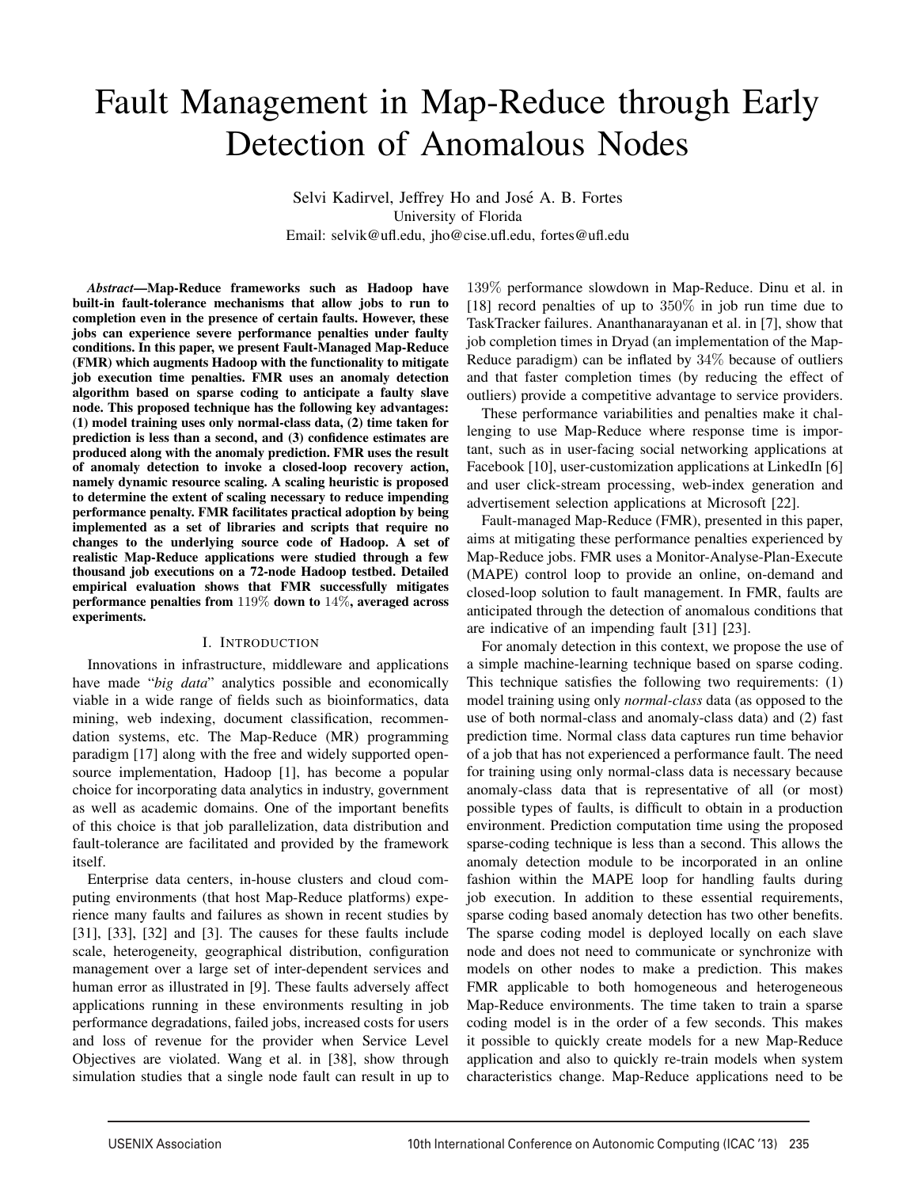# Fault Management in Map-Reduce through Early Detection of Anomalous Nodes

Selvi Kadirvel, Jeffrey Ho and José A. B. Fortes
University of Florida
Email: selvik@ufl.edu, jho@cise.ufl.edu, fortes@ufl.edu

***Abstract*—Map-Reduce frameworks such as Hadoop have built-in fault-tolerance mechanisms that allow jobs to run to completion even in the presence of certain faults. However, these jobs can experience severe performance penalties under faulty conditions. In this paper, we present Fault-Managed Map-Reduce (FMR) which augments Hadoop with the functionality to mitigate job execution time penalties. FMR uses an anomaly detection algorithm based on sparse coding to anticipate a faulty slave node. This proposed technique has the following key advantages: (1) model training uses only normal-class data, (2) time taken for prediction is less than a second, and (3) confidence estimates are produced along with the anomaly prediction. FMR uses the result of anomaly detection to invoke a closed-loop recovery action, namely dynamic resource scaling. A scaling heuristic is proposed to determine the extent of scaling necessary to reduce impending performance penalty. FMR facilitates practical adoption by being implemented as a set of libraries and scripts that require no changes to the underlying source code of Hadoop. A set of realistic Map-Reduce applications were studied through a few thousand job executions on a 72-node Hadoop testbed. Detailed empirical evaluation shows that FMR successfully mitigates performance penalties from $119\%$ down to $14\%$, averaged across experiments.**

## I. Introduction

Innovations in infrastructure, middleware and applications have made "*big data*" analytics possible and economically viable in a wide range of fields such as bioinformatics, data mining, web indexing, document classification, recommendation systems, etc. The Map-Reduce (MR) programming paradigm [17] along with the free and widely supported open-source implementation, Hadoop [1], has become a popular choice for incorporating data analytics in industry, government as well as academic domains. One of the important benefits of this choice is that job parallelization, data distribution and fault-tolerance are facilitated and provided by the framework itself.

Enterprise data centers, in-house clusters and cloud computing environments (that host Map-Reduce platforms) experience many faults and failures as shown in recent studies by [31], [33], [32] and [3]. The causes for these faults include scale, heterogeneity, geographical distribution, configuration management over a large set of inter-dependent services and human error as illustrated in [9]. These faults adversely affect applications running in these environments resulting in job performance degradations, failed jobs, increased costs for users and loss of revenue for the provider when Service Level Objectives are violated. Wang et al. in [38], show through simulation studies that a single node fault can result in up to $139\%$ performance slowdown in Map-Reduce. Dinu et al. in [18] record penalties of up to $350\%$ in job run time due to TaskTracker failures. Ananthanarayanan et al. in [7], show that job completion times in Dryad (an implementation of the Map-Reduce paradigm) can be inflated by $34\%$ because of outliers and that faster completion times (by reducing the effect of outliers) provide a competitive advantage to service providers.

These performance variabilities and penalties make it challenging to use Map-Reduce where response time is important, such as in user-facing social networking applications at Facebook [10], user-customization applications at LinkedIn [6] and user click-stream processing, web-index generation and advertisement selection applications at Microsoft [22].

Fault-managed Map-Reduce (FMR), presented in this paper, aims at mitigating these performance penalties experienced by Map-Reduce jobs. FMR uses a Monitor-Analyse-Plan-Execute (MAPE) control loop to provide an online, on-demand and closed-loop solution to fault management. In FMR, faults are anticipated through the detection of anomalous conditions that are indicative of an impending fault [31] [23].

For anomaly detection in this context, we propose the use of a simple machine-learning technique based on sparse coding. This technique satisfies the following two requirements: (1) model training using only *normal-class* data (as opposed to the use of both normal-class and anomaly-class data) and (2) fast prediction time. Normal class data captures run time behavior of a job that has not experienced a performance fault. The need for training using only normal-class data is necessary because anomaly-class data that is representative of all (or most) possible types of faults, is difficult to obtain in a production environment. Prediction computation time using the proposed sparse-coding technique is less than a second. This allows the anomaly detection module to be incorporated in an online fashion within the MAPE loop for handling faults during job execution. In addition to these essential requirements, sparse coding based anomaly detection has two other benefits. The sparse coding model is deployed locally on each slave node and does not need to communicate or synchronize with models on other nodes to make a prediction. This makes FMR applicable to both homogeneous and heterogeneous Map-Reduce environments. The time taken to train a sparse coding model is in the order of a few seconds. This makes it possible to quickly create models for a new Map-Reduce application and also to quickly re-train models when system characteristics change. Map-Reduce applications need to be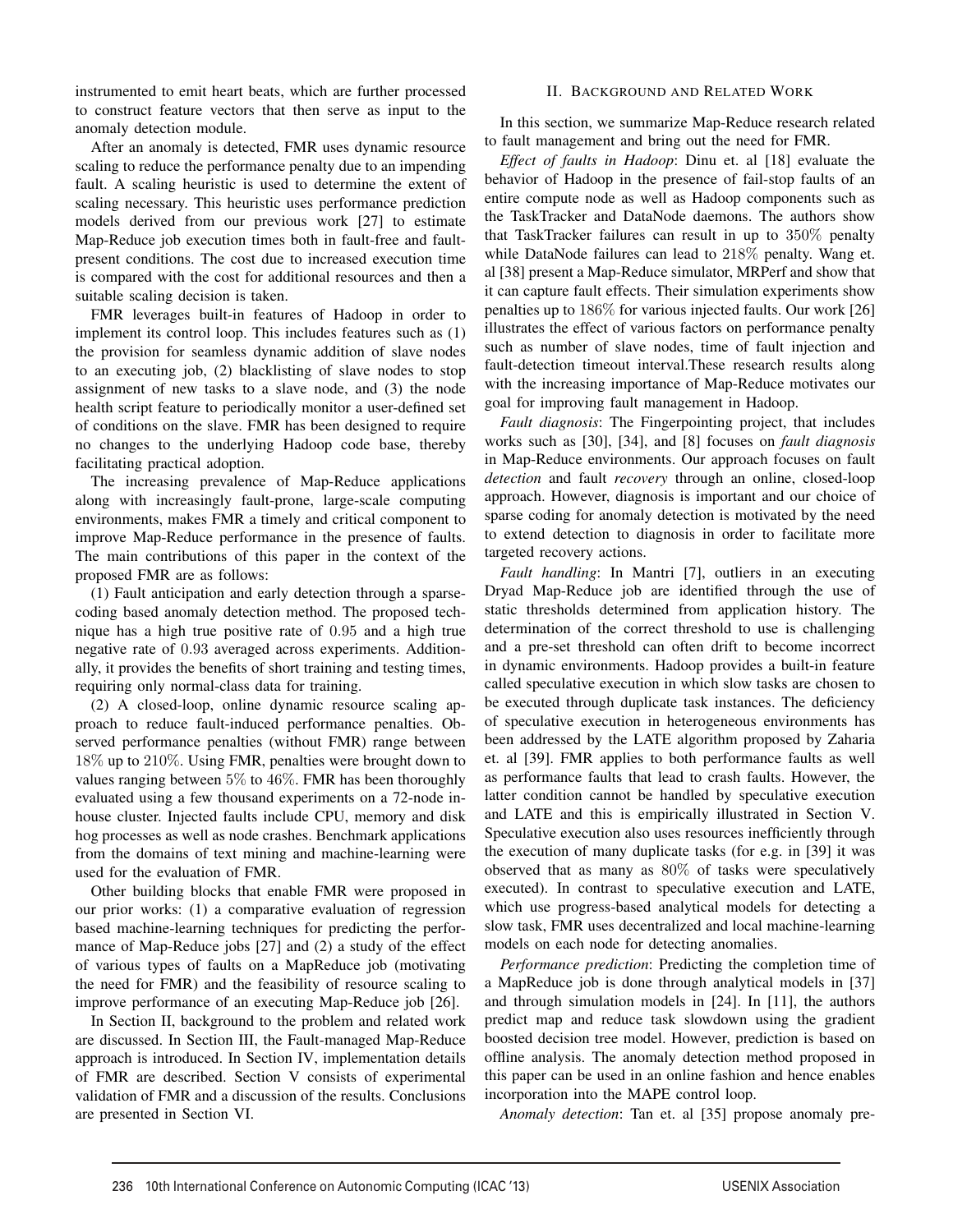instrumented to emit heart beats, which are further processed to construct feature vectors that then serve as input to the anomaly detection module.

After an anomaly is detected, FMR uses dynamic resource scaling to reduce the performance penalty due to an impending fault. A scaling heuristic is used to determine the extent of scaling necessary. This heuristic uses performance prediction models derived from our previous work [27] to estimate Map-Reduce job execution times both in fault-free and fault-present conditions. The cost due to increased execution time is compared with the cost for additional resources and then a suitable scaling decision is taken.

FMR leverages built-in features of Hadoop in order to implement its control loop. This includes features such as (1) the provision for seamless dynamic addition of slave nodes to an executing job, (2) blacklisting of slave nodes to stop assignment of new tasks to a slave node, and (3) the node health script feature to periodically monitor a user-defined set of conditions on the slave. FMR has been designed to require no changes to the underlying Hadoop code base, thereby facilitating practical adoption.

The increasing prevalence of Map-Reduce applications along with increasingly fault-prone, large-scale computing environments, makes FMR a timely and critical component to improve Map-Reduce performance in the presence of faults. The main contributions of this paper in the context of the proposed FMR are as follows:

(1) Fault anticipation and early detection through a sparse-coding based anomaly detection method. The proposed technique has a high true positive rate of $0.95$ and a high true negative rate of $0.93$ averaged across experiments. Additionally, it provides the benefits of short training and testing times, requiring only normal-class data for training.

(2) A closed-loop, online dynamic resource scaling approach to reduce fault-induced performance penalties. Observed performance penalties (without FMR) range between $18\%$ up to $210\%$. Using FMR, penalties were brought down to values ranging between $5\%$ to $46\%$. FMR has been thoroughly evaluated using a few thousand experiments on a 72-node in-house cluster. Injected faults include CPU, memory and disk hog processes as well as node crashes. Benchmark applications from the domains of text mining and machine-learning were used for the evaluation of FMR.

Other building blocks that enable FMR were proposed in our prior works: (1) a comparative evaluation of regression based machine-learning techniques for predicting the performance of Map-Reduce jobs [27] and (2) a study of the effect of various types of faults on a MapReduce job (motivating the need for FMR) and the feasibility of resource scaling to improve performance of an executing Map-Reduce job [26].

In Section II, background to the problem and related work are discussed. In Section III, the Fault-managed Map-Reduce approach is introduced. In Section IV, implementation details of FMR are described. Section V consists of experimental validation of FMR and a discussion of the results. Conclusions are presented in Section VI.

## II. Background and Related Work

In this section, we summarize Map-Reduce research related to fault management and bring out the need for FMR.

*Effect of faults in Hadoop*: Dinu et. al [18] evaluate the behavior of Hadoop in the presence of fail-stop faults of an entire compute node as well as Hadoop components such as the TaskTracker and DataNode daemons. The authors show that TaskTracker failures can result in up to $350\%$ penalty while DataNode failures can lead to $218\%$ penalty. Wang et. al [38] present a Map-Reduce simulator, MRPerf and show that it can capture fault effects. Their simulation experiments show penalties up to $186\%$ for various injected faults. Our work [26] illustrates the effect of various factors on performance penalty such as number of slave nodes, time of fault injection and fault-detection timeout interval.These research results along with the increasing importance of Map-Reduce motivates our goal for improving fault management in Hadoop.

*Fault diagnosis*: The Fingerpointing project, that includes works such as [30], [34], and [8] focuses on *fault diagnosis* in Map-Reduce environments. Our approach focuses on fault *detection* and fault *recovery* through an online, closed-loop approach. However, diagnosis is important and our choice of sparse coding for anomaly detection is motivated by the need to extend detection to diagnosis in order to facilitate more targeted recovery actions.

*Fault handling*: In Mantri [7], outliers in an executing Dryad Map-Reduce job are identified through the use of static thresholds determined from application history. The determination of the correct threshold to use is challenging and a pre-set threshold can often drift to become incorrect in dynamic environments. Hadoop provides a built-in feature called speculative execution in which slow tasks are chosen to be executed through duplicate task instances. The deficiency of speculative execution in heterogeneous environments has been addressed by the LATE algorithm proposed by Zaharia et. al [39]. FMR applies to both performance faults as well as performance faults that lead to crash faults. However, the latter condition cannot be handled by speculative execution and LATE and this is empirically illustrated in Section V. Speculative execution also uses resources inefficiently through the execution of many duplicate tasks (for e.g. in [39] it was observed that as many as $80\%$ of tasks were speculatively executed). In contrast to speculative execution and LATE, which use progress-based analytical models for detecting a slow task, FMR uses decentralized and local machine-learning models on each node for detecting anomalies.

*Performance prediction*: Predicting the completion time of a MapReduce job is done through analytical models in [37] and through simulation models in [24]. In [11], the authors predict map and reduce task slowdown using the gradient boosted decision tree model. However, prediction is based on offline analysis. The anomaly detection method proposed in this paper can be used in an online fashion and hence enables incorporation into the MAPE control loop.

*Anomaly detection*: Tan et. al [35] propose anomaly pre-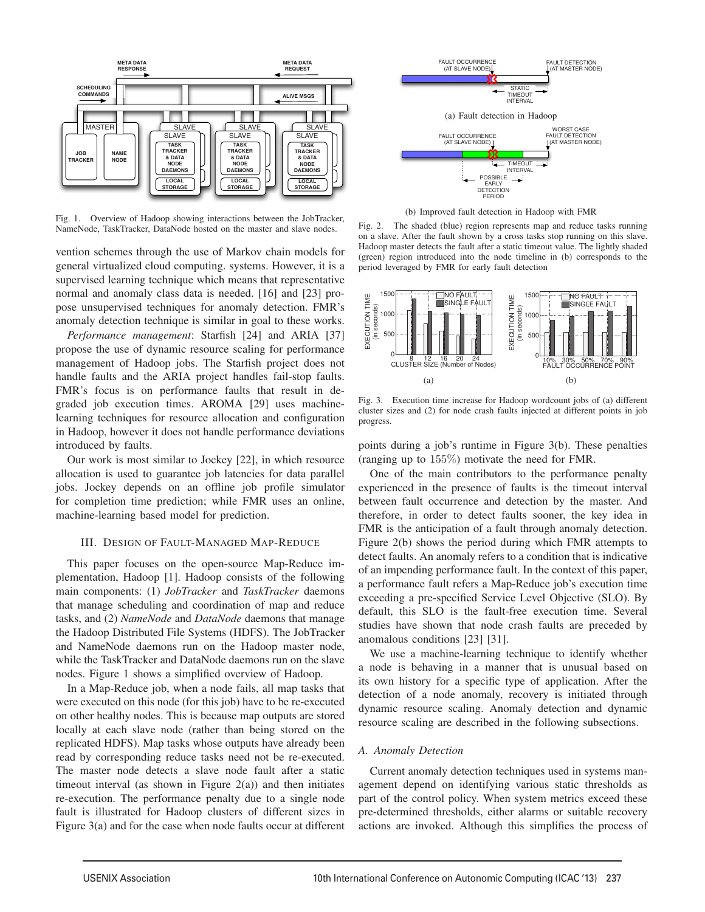Fig. 1. Overview of Hadoop showing interactions between the JobTracker, NameNode, TaskTracker, DataNode hosted on the master and slave nodes.

(a) Fault detection in Hadoop

(b) Improved fault detection in Hadoop with FMR

Fig. 2. The shaded (blue) region represents map and reduce tasks running on a slave. After the fault shown by a cross tasks stop running on this slave. Hadoop master detects the fault after a static timeout value. The lightly shaded (green) region introduced into the node timeline in (b) corresponds to the period leveraged by FMR for early fault detection

Fig. 3. Execution time increase for Hadoop wordcount jobs of (a) different cluster sizes and (2) for node crash faults injected at different points in job progress.

vention schemes through the use of Markov chain models for general virtualized cloud computing. systems. However, it is a supervised learning technique which means that representative normal and anomaly class data is needed. [16] and [23] propose unsupervised techniques for anomaly detection. FMR's anomaly detection technique is similar in goal to these works.

*Performance management*: Starfish [24] and ARIA [37] propose the use of dynamic resource scaling for performance management of Hadoop jobs. The Starfish project does not handle faults and the ARIA project handles fail-stop faults. FMR's focus is on performance faults that result in degraded job execution times. AROMA [29] uses machine-learning techniques for resource allocation and configuration in Hadoop, however it does not handle performance deviations introduced by faults.

Our work is most similar to Jockey [22], in which resource allocation is used to guarantee job latencies for data parallel jobs. Jockey depends on an offline job profile simulator for completion time prediction; while FMR uses an online, machine-learning based model for prediction.

## III. Design of Fault-Managed Map-Reduce

This paper focuses on the open-source Map-Reduce implementation, Hadoop [1]. Hadoop consists of the following main components: (1) *JobTracker* and *TaskTracker* daemons that manage scheduling and coordination of map and reduce tasks, and (2) *NameNode* and *DataNode* daemons that manage the Hadoop Distributed File Systems (HDFS). The JobTracker and NameNode daemons run on the Hadoop master node, while the TaskTracker and DataNode daemons run on the slave nodes. Figure 1 shows a simplified overview of Hadoop.

In a Map-Reduce job, when a node fails, all map tasks that were executed on this node (for this job) have to be re-executed on other healthy nodes. This is because map outputs are stored locally at each slave node (rather than being stored on the replicated HDFS). Map tasks whose outputs have already been read by corresponding reduce tasks need not be re-executed. The master node detects a slave node fault after a static timeout interval (as shown in Figure 2(a)) and then initiates re-execution. The performance penalty due to a single node fault is illustrated for Hadoop clusters of different sizes in Figure 3(a) and for the case when node faults occur at different points during a job's runtime in Figure 3(b). These penalties (ranging up to $155\%$) motivate the need for FMR.

One of the main contributors to the performance penalty experienced in the presence of faults is the timeout interval between fault occurrence and detection by the master. And therefore, in order to detect faults sooner, the key idea in FMR is the anticipation of a fault through anomaly detection. Figure 2(b) shows the period during which FMR attempts to detect faults. An anomaly refers to a condition that is indicative of an impending performance fault. In the context of this paper, a performance fault refers a Map-Reduce job's execution time exceeding a pre-specified Service Level Objective (SLO). By default, this SLO is the fault-free execution time. Several studies have shown that node crash faults are preceded by anomalous conditions [23] [31].

We use a machine-learning technique to identify whether a node is behaving in a manner that is unusual based on its own history for a specific type of application. After the detection of a node anomaly, recovery is initiated through dynamic resource scaling. Anomaly detection and dynamic resource scaling are described in the following subsections.

### A. Anomaly Detection

Current anomaly detection techniques used in systems management depend on identifying various static thresholds as part of the control policy. When system metrics exceed these pre-determined thresholds, either alarms or suitable recovery actions are invoked. Although this simplifies the process of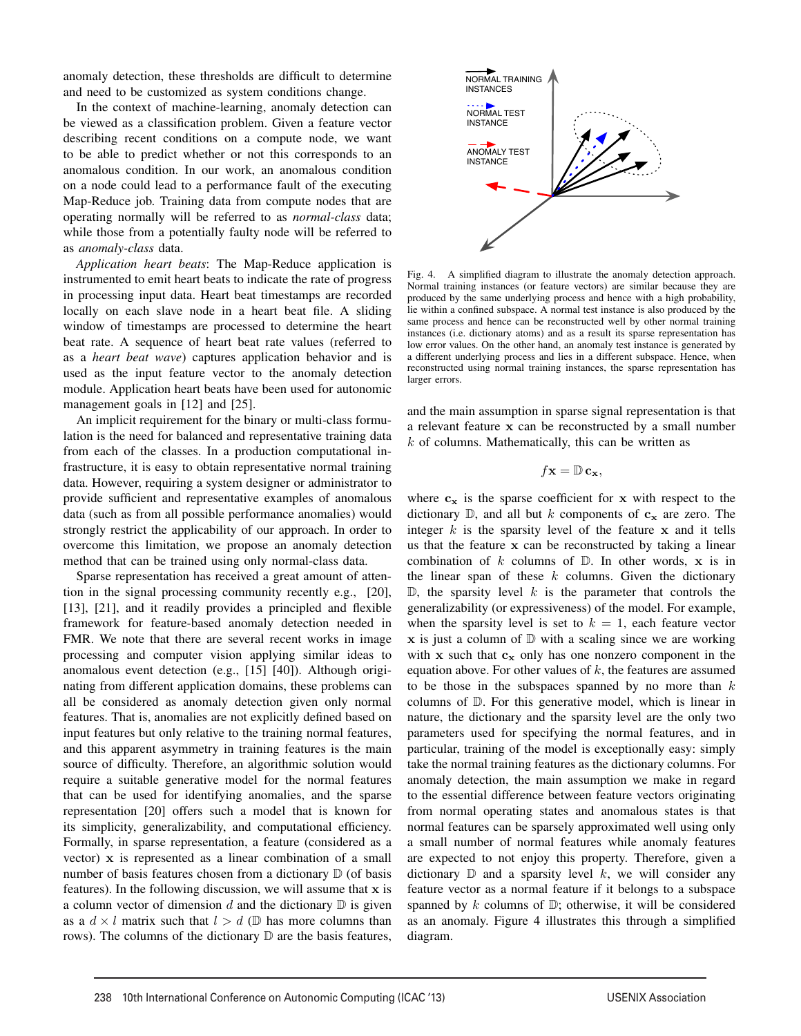anomaly detection, these thresholds are difficult to determine and need to be customized as system conditions change.

In the context of machine-learning, anomaly detection can be viewed as a classification problem. Given a feature vector describing recent conditions on a compute node, we want to be able to predict whether or not this corresponds to an anomalous condition. In our work, an anomalous condition on a node could lead to a performance fault of the executing Map-Reduce job. Training data from compute nodes that are operating normally will be referred to as *normal-class* data; while those from a potentially faulty node will be referred to as *anomaly-class* data.

*Application heart beats*: The Map-Reduce application is instrumented to emit heart beats to indicate the rate of progress in processing input data. Heart beat timestamps are recorded locally on each slave node in a heart beat file. A sliding window of timestamps are processed to determine the heart beat rate. A sequence of heart beat rate values (referred to as a *heart beat wave*) captures application behavior and is used as the input feature vector to the anomaly detection module. Application heart beats have been used for autonomic management goals in [12] and [25].

An implicit requirement for the binary or multi-class formulation is the need for balanced and representative training data from each of the classes. In a production computational infrastructure, it is easy to obtain representative normal training data. However, requiring a system designer or administrator to provide sufficient and representative examples of anomalous data (such as from all possible performance anomalies) would strongly restrict the applicability of our approach. In order to overcome this limitation, we propose an anomaly detection method that can be trained using only normal-class data.

Sparse representation has received a great amount of attention in the signal processing community recently e.g., [20], [13], [21], and it readily provides a principled and flexible framework for feature-based anomaly detection needed in FMR. We note that there are several recent works in image processing and computer vision applying similar ideas to anomalous event detection (e.g., [15] [40]). Although originating from different application domains, these problems can all be considered as anomaly detection given only normal features. That is, anomalies are not explicitly defined based on input features but only relative to the training normal features, and this apparent asymmetry in training features is the main source of difficulty. Therefore, an algorithmic solution would require a suitable generative model for the normal features that can be used for identifying anomalies, and the sparse representation [20] offers such a model that is known for its simplicity, generalizability, and computational efficiency. Formally, in sparse representation, a feature (considered as a vector) $\mathbf{x}$ is represented as a linear combination of a small number of basis features chosen from a dictionary $\mathbb{D}$ (of basis features). In the following discussion, we will assume that $\mathbf{x}$ is a column vector of dimension $d$ and the dictionary $\mathbb{D}$ is given as a $d \times l$ matrix such that $l > d$ ($\mathbb{D}$ has more columns than rows). The columns of the dictionary $\mathbb{D}$ are the basis features,

Fig. 4. A simplified diagram to illustrate the anomaly detection approach. Normal training instances (or feature vectors) are similar because they are produced by the same underlying process and hence with a high probability, lie within a confined subspace. A normal test instance is also produced by the same process and hence can be reconstructed well by other normal training instances (i.e. dictionary atoms) and as a result its sparse representation has low error values. On the other hand, an anomaly test instance is generated by a different underlying process and lies in a different subspace. Hence, when reconstructed using normal training instances, the sparse representation has larger errors.

and the main assumption in sparse signal representation is that a relevant feature $\mathbf{x}$ can be reconstructed by a small number $k$ of columns. Mathematically, this can be written as

$$f\mathbf{x} = \mathbb{D}\,\mathbf{c}_\mathbf{x},$$

where $\mathbf{c}_\mathbf{x}$ is the sparse coefficient for $\mathbf{x}$ with respect to the dictionary $\mathbb{D}$, and all but $k$ components of $\mathbf{c}_\mathbf{x}$ are zero. The integer $k$ is the sparsity level of the feature $\mathbf{x}$ and it tells us that the feature $\mathbf{x}$ can be reconstructed by taking a linear combination of $k$ columns of $\mathbb{D}$. In other words, $\mathbf{x}$ is in the linear span of these $k$ columns. Given the dictionary $\mathbb{D}$, the sparsity level $k$ is the parameter that controls the generalizability (or expressiveness) of the model. For example, when the sparsity level is set to $k = 1$, each feature vector $\mathbf{x}$ is just a column of $\mathbb{D}$ with a scaling since we are working with $\mathbf{x}$ such that $\mathbf{c}_\mathbf{x}$ only has one nonzero component in the equation above. For other values of $k$, the features are assumed to be those in the subspaces spanned by no more than $k$ columns of $\mathbb{D}$. For this generative model, which is linear in nature, the dictionary and the sparsity level are the only two parameters used for specifying the normal features, and in particular, training of the model is exceptionally easy: simply take the normal training features as the dictionary columns. For anomaly detection, the main assumption we make in regard to the essential difference between feature vectors originating from normal operating states and anomalous states is that normal features can be sparsely approximated well using only a small number of normal features while anomaly features are expected to not enjoy this property. Therefore, given a dictionary $\mathbb{D}$ and a sparsity level $k$, we will consider any feature vector as a normal feature if it belongs to a subspace spanned by $k$ columns of $\mathbb{D}$; otherwise, it will be considered as an anomaly. Figure 4 illustrates this through a simplified diagram.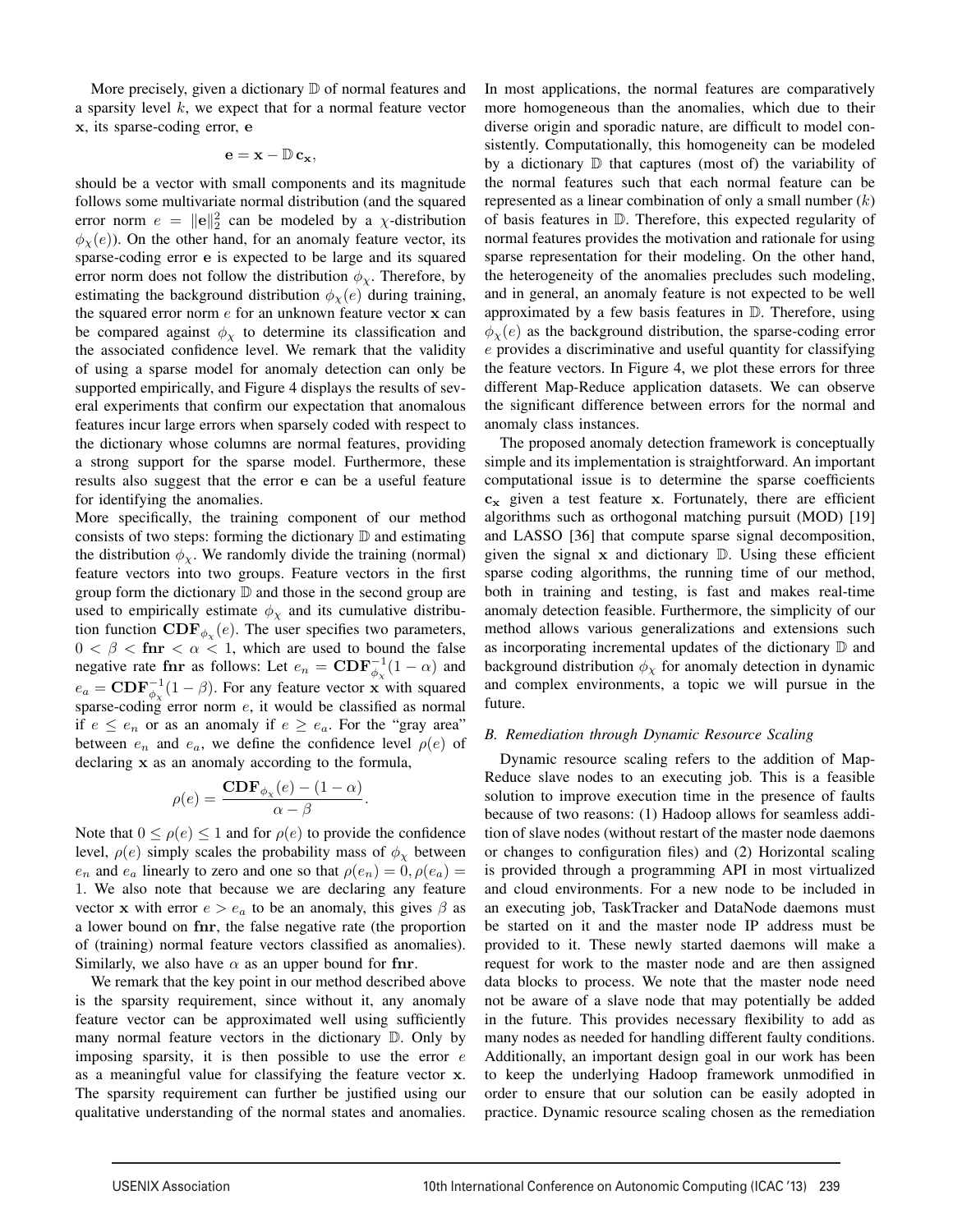More precisely, given a dictionary $\mathbb{D}$ of normal features and a sparsity level $k$, we expect that for a normal feature vector $\mathbf{x}$, its sparse-coding error, $\mathbf{e}$

$$\mathbf{e} = \mathbf{x} - \mathbb{D}\,\mathbf{c}_{\mathbf{x}},$$

should be a vector with small components and its magnitude follows some multivariate normal distribution (and the squared error norm $e = \|\mathbf{e}\|_2^2$ can be modeled by a $\chi$-distribution $\phi_\chi(e)$). On the other hand, for an anomaly feature vector, its sparse-coding error $\mathbf{e}$ is expected to be large and its squared error norm does not follow the distribution $\phi_\chi$. Therefore, by estimating the background distribution $\phi_\chi(e)$ during training, the squared error norm $e$ for an unknown feature vector $\mathbf{x}$ can be compared against $\phi_\chi$ to determine its classification and the associated confidence level. We remark that the validity of using a sparse model for anomaly detection can only be supported empirically, and Figure 4 displays the results of several experiments that confirm our expectation that anomalous features incur large errors when sparsely coded with respect to the dictionary whose columns are normal features, providing a strong support for the sparse model. Furthermore, these results also suggest that the error $\mathbf{e}$ can be a useful feature for identifying the anomalies.

More specifically, the training component of our method consists of two steps: forming the dictionary $\mathbb{D}$ and estimating the distribution $\phi_\chi$. We randomly divide the training (normal) feature vectors into two groups. Feature vectors in the first group form the dictionary $\mathbb{D}$ and those in the second group are used to empirically estimate $\phi_\chi$ and its cumulative distribution function $\mathbf{CDF}_{\phi_\chi}(e)$. The user specifies two parameters, $0 < \beta < \mathbf{fnr} < \alpha < 1$, which are used to bound the false negative rate $\mathbf{fnr}$ as follows: Let $e_n = \mathbf{CDF}^{-1}_{\phi_\chi}(1-\alpha)$ and $e_a = \mathbf{CDF}^{-1}_{\phi_\chi}(1-\beta)$. For any feature vector $\mathbf{x}$ with squared sparse-coding error norm $e$, it would be classified as normal if $e \le e_n$ or as an anomaly if $e \ge e_a$. For the "gray area" between $e_n$ and $e_a$, we define the confidence level $\rho(e)$ of declaring $\mathbf{x}$ as an anomaly according to the formula,

$$\rho(e) = \frac{\mathbf{CDF}_{\phi_\chi}(e) - (1-\alpha)}{\alpha - \beta}.$$

Note that $0 \le \rho(e) \le 1$ and for $\rho(e)$ to provide the confidence level, $\rho(e)$ simply scales the probability mass of $\phi_\chi$ between $e_n$ and $e_a$ linearly to zero and one so that $\rho(e_n) = 0, \rho(e_a) = 1$. We also note that because we are declaring any feature vector $\mathbf{x}$ with error $e > e_a$ to be an anomaly, this gives $\beta$ as a lower bound on $\mathbf{fnr}$, the false negative rate (the proportion of (training) normal feature vectors classified as anomalies). Similarly, we also have $\alpha$ as an upper bound for $\mathbf{fnr}$.

We remark that the key point in our method described above is the sparsity requirement, since without it, any anomaly feature vector can be approximated well using sufficiently many normal feature vectors in the dictionary $\mathbb{D}$. Only by imposing sparsity, it is then possible to use the error $e$ as a meaningful value for classifying the feature vector $\mathbf{x}$. The sparsity requirement can further be justified using our qualitative understanding of the normal states and anomalies. In most applications, the normal features are comparatively more homogeneous than the anomalies, which due to their diverse origin and sporadic nature, are difficult to model consistently. Computationally, this homogeneity can be modeled by a dictionary $\mathbb{D}$ that captures (most of) the variability of the normal features such that each normal feature can be represented as a linear combination of only a small number ($k$) of basis features in $\mathbb{D}$. Therefore, this expected regularity of normal features provides the motivation and rationale for using sparse representation for their modeling. On the other hand, the heterogeneity of the anomalies precludes such modeling, and in general, an anomaly feature is not expected to be well approximated by a few basis features in $\mathbb{D}$. Therefore, using $\phi_\chi(e)$ as the background distribution, the sparse-coding error $e$ provides a discriminative and useful quantity for classifying the feature vectors. In Figure 4, we plot these errors for three different Map-Reduce application datasets. We can observe the significant difference between errors for the normal and anomaly class instances.

The proposed anomaly detection framework is conceptually simple and its implementation is straightforward. An important computational issue is to determine the sparse coefficients $\mathbf{c}_{\mathbf{x}}$ given a test feature $\mathbf{x}$. Fortunately, there are efficient algorithms such as orthogonal matching pursuit (MOD) [19] and LASSO [36] that compute sparse signal decomposition, given the signal $\mathbf{x}$ and dictionary $\mathbb{D}$. Using these efficient sparse coding algorithms, the running time of our method, both in training and testing, is fast and makes real-time anomaly detection feasible. Furthermore, the simplicity of our method allows various generalizations and extensions such as incorporating incremental updates of the dictionary $\mathbb{D}$ and background distribution $\phi_\chi$ for anomaly detection in dynamic and complex environments, a topic we will pursue in the future.

### B. Remediation through Dynamic Resource Scaling

Dynamic resource scaling refers to the addition of Map-Reduce slave nodes to an executing job. This is a feasible solution to improve execution time in the presence of faults because of two reasons: (1) Hadoop allows for seamless addition of slave nodes (without restart of the master node daemons or changes to configuration files) and (2) Horizontal scaling is provided through a programming API in most virtualized and cloud environments. For a new node to be included in an executing job, TaskTracker and DataNode daemons must be started on it and the master node IP address must be provided to it. These newly started daemons will make a request for work to the master node and are then assigned data blocks to process. We note that the master node need not be aware of a slave node that may potentially be added in the future. This provides necessary flexibility to add as many nodes as needed for handling different faulty conditions. Additionally, an important design goal in our work has been to keep the underlying Hadoop framework unmodified in order to ensure that our solution can be easily adopted in practice. Dynamic resource scaling chosen as the remediation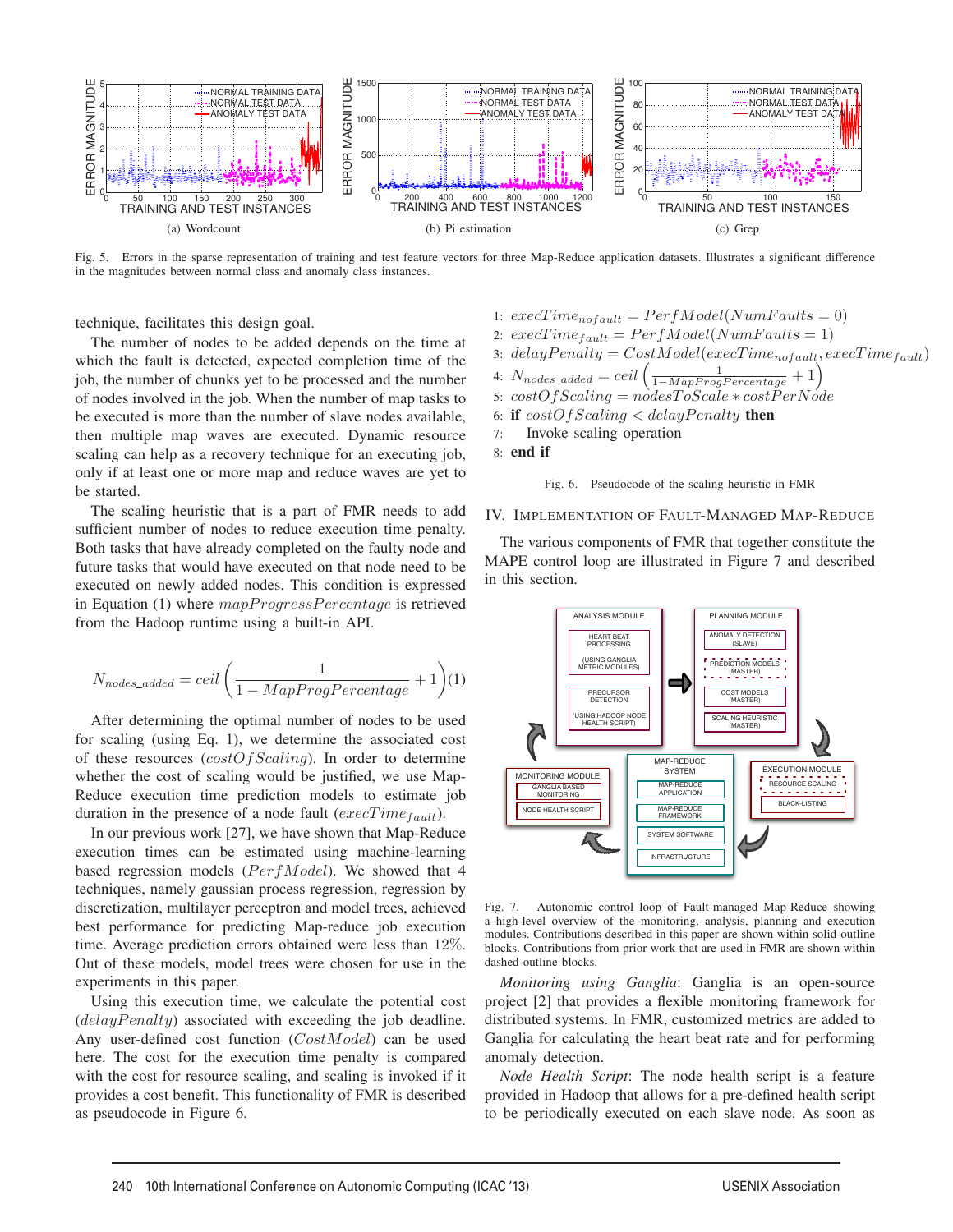Fig. 5. Errors in the sparse representation of training and test feature vectors for three Map-Reduce application datasets. Illustrates a significant difference in the magnitudes between normal class and anomaly class instances.

technique, facilitates this design goal.

The number of nodes to be added depends on the time at which the fault is detected, expected completion time of the job, the number of chunks yet to be processed and the number of nodes involved in the job. When the number of map tasks to be executed is more than the number of slave nodes available, then multiple map waves are executed. Dynamic resource scaling can help as a recovery technique for an executing job, only if at least one or more map and reduce waves are yet to be started.

The scaling heuristic that is a part of FMR needs to add sufficient number of nodes to reduce execution time penalty. Both tasks that have already completed on the faulty node and future tasks that would have executed on that node need to be executed on newly added nodes. This condition is expressed in Equation (1) where $mapProgressPercentage$ is retrieved from the Hadoop runtime using a built-in API.

$$N_{nodes\_added} = ceil\left(\frac{1}{1 - MapProgPercentage} + 1\right) \quad (1)$$

After determining the optimal number of nodes to be used for scaling (using Eq. 1), we determine the associated cost of these resources ($costOfScaling$). In order to determine whether the cost of scaling would be justified, we use Map-Reduce execution time prediction models to estimate job duration in the presence of a node fault ($execTime_{fault}$).

In our previous work [27], we have shown that Map-Reduce execution times can be estimated using machine-learning based regression models ($PerfModel$). We showed that 4 techniques, namely gaussian process regression, regression by discretization, multilayer perceptron and model trees, achieved best performance for predicting Map-reduce job execution time. Average prediction errors obtained were less than 12%. Out of these models, model trees were chosen for use in the experiments in this paper.

Using this execution time, we calculate the potential cost ($delayPenalty$) associated with exceeding the job deadline. Any user-defined cost function ($CostModel$) can be used here. The cost for the execution time penalty is compared with the cost for resource scaling, and scaling is invoked if it provides a cost benefit. This functionality of FMR is described as pseudocode in Figure 6.

1: $execTime_{nofault} = PerfModel(NumFaults = 0)$
2: $execTime_{fault} = PerfModel(NumFaults = 1)$
3: $delayPenalty = CostModel(execTime_{nofault}, execTime_{fault})$
4: $N_{nodes\_added} = ceil\left(\frac{1}{1-MapProgPercentage} + 1\right)$
5: $costOfScaling = nodesToScale * costPerNode$
6: **if** $costOfScaling < delayPenalty$ **then**
7: Invoke scaling operation
8: **end if**

Fig. 6. Pseudocode of the scaling heuristic in FMR

## IV. Implementation of Fault-Managed Map-Reduce

The various components of FMR that together constitute the MAPE control loop are illustrated in Figure 7 and described in this section.

Fig. 7. Autonomic control loop of Fault-managed Map-Reduce showing a high-level overview of the monitoring, analysis, planning and execution modules. Contributions described in this paper are shown within solid-outline blocks. Contributions from prior work that are used in FMR are shown within dashed-outline blocks.

*Monitoring using Ganglia*: Ganglia is an open-source project [2] that provides a flexible monitoring framework for distributed systems. In FMR, customized metrics are added to Ganglia for calculating the heart beat rate and for performing anomaly detection.

*Node Health Script*: The node health script is a feature provided in Hadoop that allows for a pre-defined health script to be periodically executed on each slave node. As soon as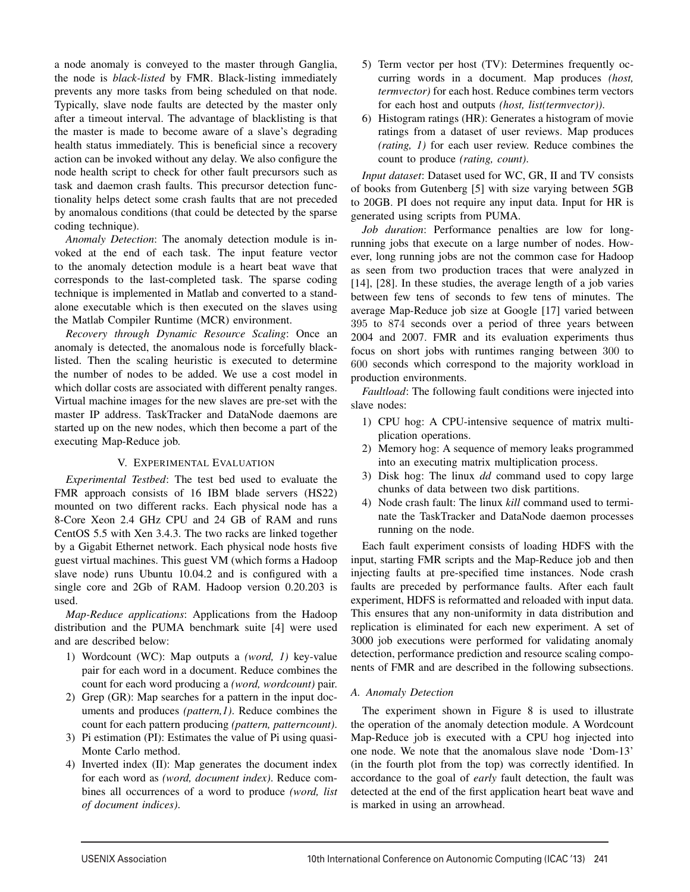a node anomaly is conveyed to the master through Ganglia, the node is *black-listed* by FMR. Black-listing immediately prevents any more tasks from being scheduled on that node. Typically, slave node faults are detected by the master only after a timeout interval. The advantage of blacklisting is that the master is made to become aware of a slave's degrading health status immediately. This is beneficial since a recovery action can be invoked without any delay. We also configure the node health script to check for other fault precursors such as task and daemon crash faults. This precursor detection functionality helps detect some crash faults that are not preceded by anomalous conditions (that could be detected by the sparse coding technique).

*Anomaly Detection*: The anomaly detection module is invoked at the end of each task. The input feature vector to the anomaly detection module is a heart beat wave that corresponds to the last-completed task. The sparse coding technique is implemented in Matlab and converted to a standalone executable which is then executed on the slaves using the Matlab Compiler Runtime (MCR) environment.

*Recovery through Dynamic Resource Scaling*: Once an anomaly is detected, the anomalous node is forcefully blacklisted. Then the scaling heuristic is executed to determine the number of nodes to be added. We use a cost model in which dollar costs are associated with different penalty ranges. Virtual machine images for the new slaves are pre-set with the master IP address. TaskTracker and DataNode daemons are started up on the new nodes, which then become a part of the executing Map-Reduce job.

## V. Experimental Evaluation

*Experimental Testbed*: The test bed used to evaluate the FMR approach consists of 16 IBM blade servers (HS22) mounted on two different racks. Each physical node has a 8-Core Xeon 2.4 GHz CPU and 24 GB of RAM and runs CentOS 5.5 with Xen 3.4.3. The two racks are linked together by a Gigabit Ethernet network. Each physical node hosts five guest virtual machines. This guest VM (which forms a Hadoop slave node) runs Ubuntu 10.04.2 and is configured with a single core and 2Gb of RAM. Hadoop version 0.20.203 is used.

*Map-Reduce applications*: Applications from the Hadoop distribution and the PUMA benchmark suite [4] were used and are described below:

1) Wordcount (WC): Map outputs a *(word, 1)* key-value pair for each word in a document. Reduce combines the count for each word producing a *(word, wordcount)* pair.
2) Grep (GR): Map searches for a pattern in the input documents and produces *(pattern,1)*. Reduce combines the count for each pattern producing *(pattern, patterncount)*.
3) Pi estimation (PI): Estimates the value of Pi using quasi-Monte Carlo method.
4) Inverted index (II): Map generates the document index for each word as *(word, document index)*. Reduce combines all occurrences of a word to produce *(word, list of document indices)*.
5) Term vector per host (TV): Determines frequently occurring words in a document. Map produces *(host, termvector)* for each host. Reduce combines term vectors for each host and outputs *(host, list(termvector))*.
6) Histogram ratings (HR): Generates a histogram of movie ratings from a dataset of user reviews. Map produces *(rating, 1)* for each user review. Reduce combines the count to produce *(rating, count)*.

*Input dataset*: Dataset used for WC, GR, II and TV consists of books from Gutenberg [5] with size varying between 5GB to 20GB. PI does not require any input data. Input for HR is generated using scripts from PUMA.

*Job duration*: Performance penalties are low for long-running jobs that execute on a large number of nodes. However, long running jobs are not the common case for Hadoop as seen from two production traces that were analyzed in [14], [28]. In these studies, the average length of a job varies between few tens of seconds to few tens of minutes. The average Map-Reduce job size at Google [17] varied between 395 to 874 seconds over a period of three years between 2004 and 2007. FMR and its evaluation experiments thus focus on short jobs with runtimes ranging between 300 to 600 seconds which correspond to the majority workload in production environments.

*Faultload*: The following fault conditions were injected into slave nodes:

1) CPU hog: A CPU-intensive sequence of matrix multiplication operations.
2) Memory hog: A sequence of memory leaks programmed into an executing matrix multiplication process.
3) Disk hog: The linux *dd* command used to copy large chunks of data between two disk partitions.
4) Node crash fault: The linux *kill* command used to terminate the TaskTracker and DataNode daemon processes running on the node.

Each fault experiment consists of loading HDFS with the input, starting FMR scripts and the Map-Reduce job and then injecting faults at pre-specified time instances. Node crash faults are preceded by performance faults. After each fault experiment, HDFS is reformatted and reloaded with input data. This ensures that any non-uniformity in data distribution and replication is eliminated for each new experiment. A set of 3000 job executions were performed for validating anomaly detection, performance prediction and resource scaling components of FMR and are described in the following subsections.

### A. Anomaly Detection

The experiment shown in Figure 8 is used to illustrate the operation of the anomaly detection module. A Wordcount Map-Reduce job is executed with a CPU hog injected into one node. We note that the anomalous slave node 'Dom-13' (in the fourth plot from the top) was correctly identified. In accordance to the goal of *early* fault detection, the fault was detected at the end of the first application heart beat wave and is marked in using an arrowhead.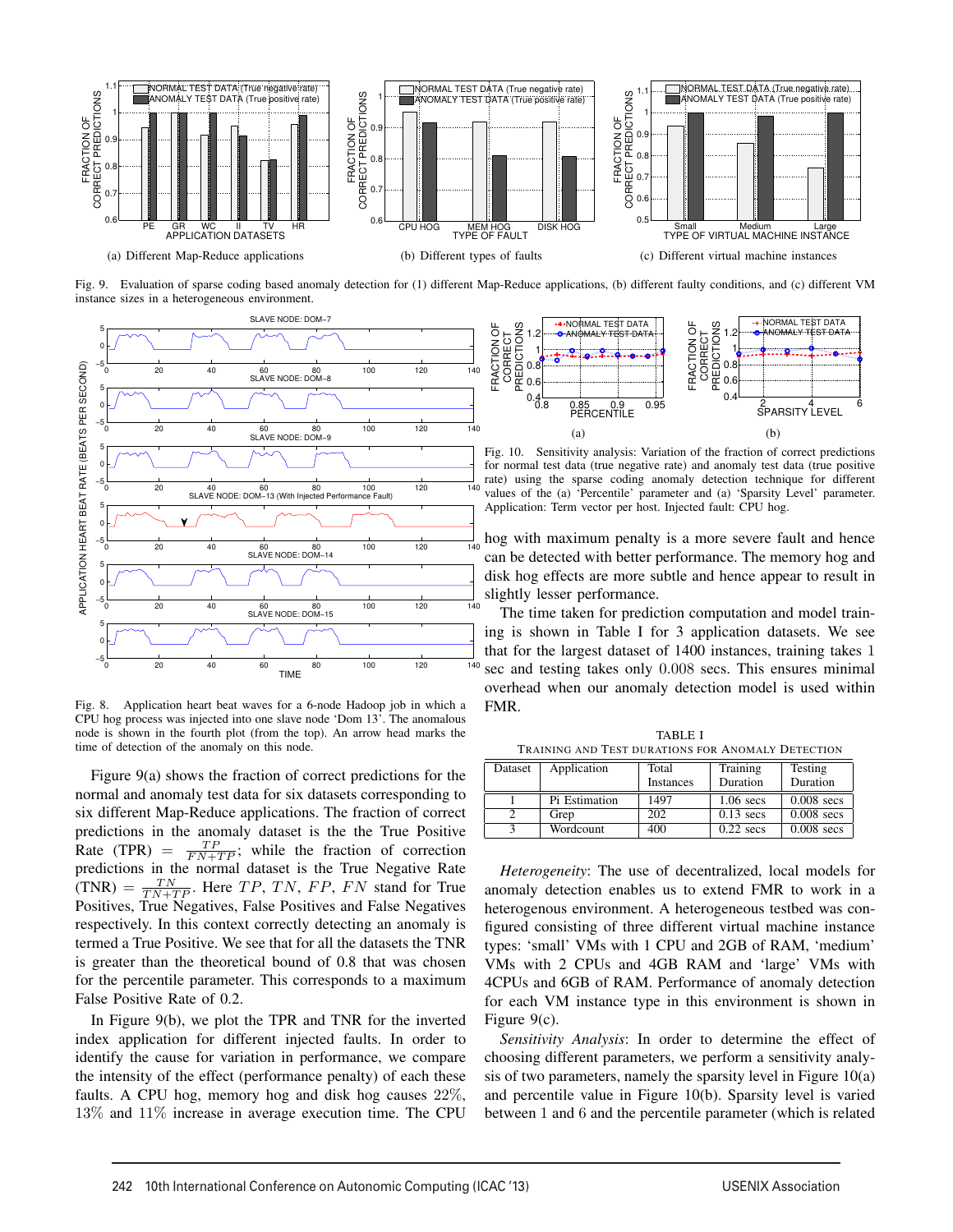Fig. 9. Evaluation of sparse coding based anomaly detection for (1) different Map-Reduce applications, (b) different faulty conditions, and (c) different VM instance sizes in a heterogeneous environment.

(a) Different Map-Reduce applications

(b) Different types of faults

(c) Different virtual machine instances

Fig. 8. Application heart beat waves for a 6-node Hadoop job in which a CPU hog process was injected into one slave node 'Dom 13'. The anomalous node is shown in the fourth plot (from the top). An arrow head marks the time of detection of the anomaly on this node.

Figure 9(a) shows the fraction of correct predictions for the normal and anomaly test data for six datasets corresponding to six different Map-Reduce applications. The fraction of correct predictions in the anomaly dataset is the the True Positive Rate (TPR) $= \frac{TP}{FN+TP}$; while the fraction of correction predictions in the normal dataset is the True Negative Rate (TNR) $= \frac{TN}{TN+TP}$. Here $TP$, $TN$, $FP$, $FN$ stand for True Positives, True Negatives, False Positives and False Negatives respectively. In this context correctly detecting an anomaly is termed a True Positive. We see that for all the datasets the TNR is greater than the theoretical bound of 0.8 that was chosen for the percentile parameter. This corresponds to a maximum False Positive Rate of 0.2.

In Figure 9(b), we plot the TPR and TNR for the inverted index application for different injected faults. In order to identify the cause for variation in performance, we compare the intensity of the effect (performance penalty) of each these faults. A CPU hog, memory hog and disk hog causes 22%, 13% and 11% increase in average execution time. The CPU hog with maximum penalty is a more severe fault and hence can be detected with better performance. The memory hog and disk hog effects are more subtle and hence appear to result in slightly lesser performance.

Fig. 10. Sensitivity analysis: Variation of the fraction of correct predictions for normal test data (true negative rate) and anomaly test data (true positive rate) using the sparse coding anomaly detection technique for different values of the (a) 'Percentile' parameter and (a) 'Sparsity Level' parameter. Application: Term vector per host. Injected fault: CPU hog.

The time taken for prediction computation and model training is shown in Table I for 3 application datasets. We see that for the largest dataset of 1400 instances, training takes 1 sec and testing takes only 0.008 secs. This ensures minimal overhead when our anomaly detection model is used within FMR.

TABLE I
TRAINING AND TEST DURATIONS FOR ANOMALY DETECTION

| Dataset | Application | Total Instances | Training Duration | Testing Duration |
|---|---|---|---|---|
| 1 | Pi Estimation | 1497 | 1.06 secs | 0.008 secs |
| 2 | Grep | 202 | 0.13 secs | 0.008 secs |
| 3 | Wordcount | 400 | 0.22 secs | 0.008 secs |

*Heterogeneity*: The use of decentralized, local models for anomaly detection enables us to extend FMR to work in a heterogenous environment. A heterogeneous testbed was configured consisting of three different virtual machine instance types: 'small' VMs with 1 CPU and 2GB of RAM, 'medium' VMs with 2 CPUs and 4GB RAM and 'large' VMs with 4CPUs and 6GB of RAM. Performance of anomaly detection for each VM instance type in this environment is shown in Figure 9(c).

*Sensitivity Analysis*: In order to determine the effect of choosing different parameters, we perform a sensitivity analysis of two parameters, namely the sparsity level in Figure 10(a) and percentile value in Figure 10(b). Sparsity level is varied between 1 and 6 and the percentile parameter (which is related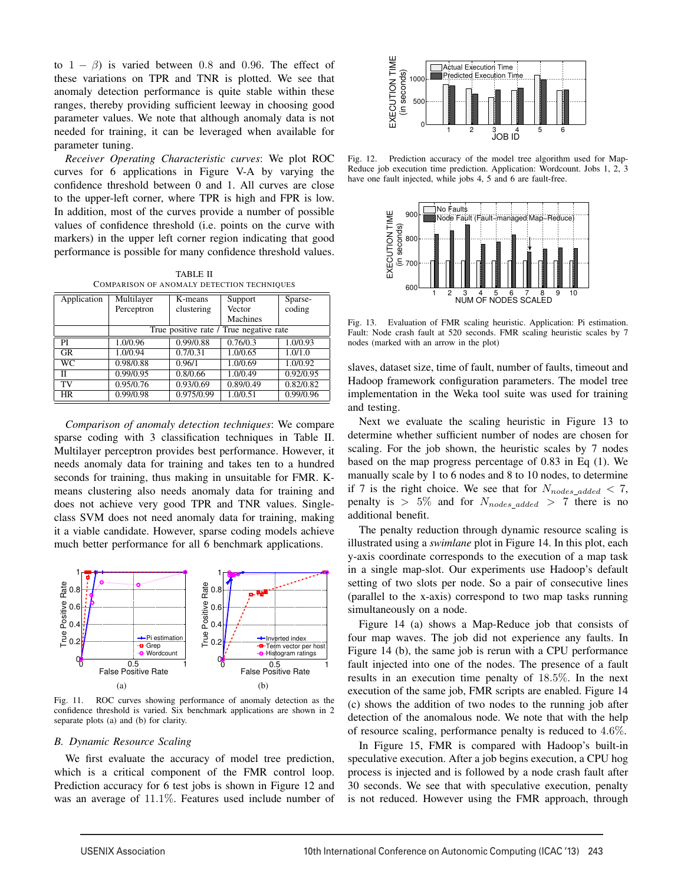to $1 - \beta$) is varied between 0.8 and 0.96. The effect of these variations on TPR and TNR is plotted. We see that anomaly detection performance is quite stable within these ranges, thereby providing sufficient leeway in choosing good parameter values. We note that although anomaly data is not needed for training, it can be leveraged when available for parameter tuning.

*Receiver Operating Characteristic curves*: We plot ROC curves for 6 applications in Figure V-A by varying the confidence threshold between 0 and 1. All curves are close to the upper-left corner, where TPR is high and FPR is low. In addition, most of the curves provide a number of possible values of confidence threshold (i.e. points on the curve with markers) in the upper left corner region indicating that good performance is possible for many confidence threshold values.

TABLE II
COMPARISON OF ANOMALY DETECTION TECHNIQUES

| Application | Multilayer Perceptron | K-means clustering | Support Vector Machines | Sparse-coding |
|---|---|---|---|---|
| | True positive rate / True negative rate | | | |
| PI | 1.0/0.96 | 0.99/0.88 | 0.76/0.3 | 1.0/0.93 |
| GR | 1.0/0.94 | 0.7/0.31 | 1.0/0.65 | 1.0/1.0 |
| WC | 0.98/0.88 | 0.96/1 | 1.0/0.69 | 1.0/0.92 |
| II | 0.99/0.95 | 0.8/0.66 | 1.0/0.49 | 0.92/0.95 |
| TV | 0.95/0.76 | 0.93/0.69 | 0.89/0.49 | 0.82/0.82 |
| HR | 0.99/0.98 | 0.975/0.99 | 1.0/0.51 | 0.99/0.96 |

*Comparison of anomaly detection techniques*: We compare sparse coding with 3 classification techniques in Table II. Multilayer perceptron provides best performance. However, it needs anomaly data for training and takes ten to a hundred seconds for training, thus making in unsuitable for FMR. K-means clustering also needs anomaly data for training and does not achieve very good TPR and TNR values. Single-class SVM does not need anomaly data for training, making it a viable candidate. However, sparse coding models achieve much better performance for all 6 benchmark applications.

Fig. 11. ROC curves showing performance of anomaly detection as the confidence threshold is varied. Six benchmark applications are shown in 2 separate plots (a) and (b) for clarity.

## B. Dynamic Resource Scaling

We first evaluate the accuracy of model tree prediction, which is a critical component of the FMR control loop. Prediction accuracy for 6 test jobs is shown in Figure 12 and was an average of 11.1%. Features used include number of slaves, dataset size, time of fault, number of faults, timeout and Hadoop framework configuration parameters. The model tree implementation in the Weka tool suite was used for training and testing.

Fig. 12. Prediction accuracy of the model tree algorithm used for Map-Reduce job execution time prediction. Application: Wordcount. Jobs 1, 2, 3 have one fault injected, while jobs 4, 5 and 6 are fault-free.

Fig. 13. Evaluation of FMR scaling heuristic. Application: Pi estimation. Fault: Node crash fault at 520 seconds. FMR scaling heuristic scales by 7 nodes (marked with an arrow in the plot)

Next we evaluate the scaling heuristic in Figure 13 to determine whether sufficient number of nodes are chosen for scaling. For the job shown, the heuristic scales by 7 nodes based on the map progress percentage of 0.83 in Eq (1). We manually scale by 1 to 6 nodes and 8 to 10 nodes, to determine if 7 is the right choice. We see that for $N_{nodes\_added} < 7$, penalty is $> 5\%$ and for $N_{nodes\_added} > 7$ there is no additional benefit.

The penalty reduction through dynamic resource scaling is illustrated using a *swimlane* plot in Figure 14. In this plot, each y-axis coordinate corresponds to the execution of a map task in a single map-slot. Our experiments use Hadoop's default setting of two slots per node. So a pair of consecutive lines (parallel to the x-axis) correspond to two map tasks running simultaneously on a node.

Figure 14 (a) shows a Map-Reduce job that consists of four map waves. The job did not experience any faults. In Figure 14 (b), the same job is rerun with a CPU performance fault injected into one of the nodes. The presence of a fault results in an execution time penalty of 18.5%. In the next execution of the same job, FMR scripts are enabled. Figure 14 (c) shows the addition of two nodes to the running job after detection of the anomalous node. We note that with the help of resource scaling, performance penalty is reduced to 4.6%.

In Figure 15, FMR is compared with Hadoop's built-in speculative execution. After a job begins execution, a CPU hog process is injected and is followed by a node crash fault after 30 seconds. We see that with speculative execution, penalty is not reduced. However using the FMR approach, through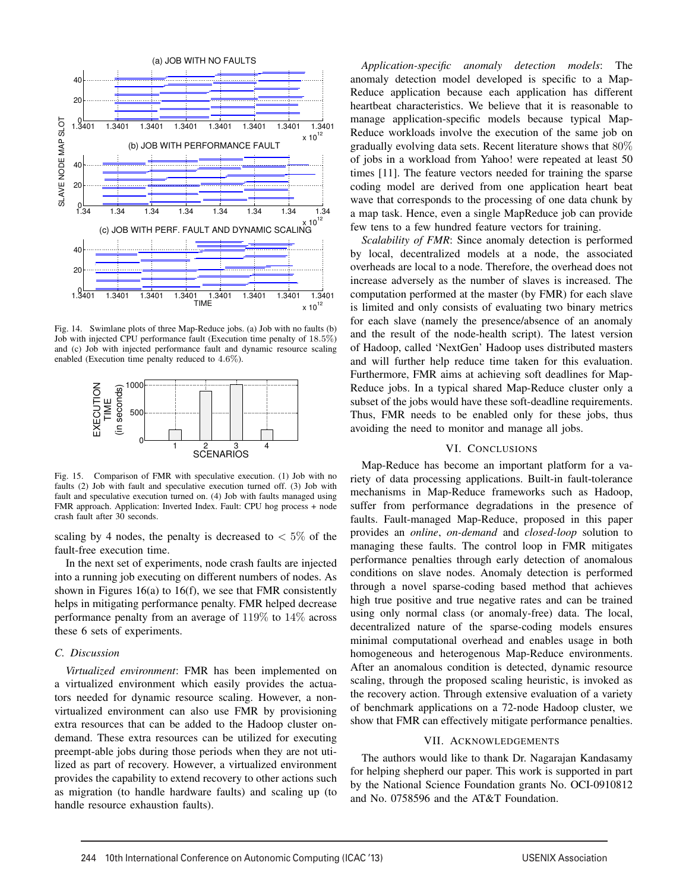Fig. 14. Swimlane plots of three Map-Reduce jobs. (a) Job with no faults (b) Job with injected CPU performance fault (Execution time penalty of 18.5%) and (c) Job with injected performance fault and dynamic resource scaling enabled (Execution time penalty reduced to 4.6%).

Fig. 15. Comparison of FMR with speculative execution. (1) Job with no faults (2) Job with fault and speculative execution turned off. (3) Job with fault and speculative execution turned on. (4) Job with faults managed using FMR approach. Application: Inverted Index. Fault: CPU hog process + node crash fault after 30 seconds.

scaling by 4 nodes, the penalty is decreased to $< 5\%$ of the fault-free execution time.

In the next set of experiments, node crash faults are injected into a running job executing on different numbers of nodes. As shown in Figures 16(a) to 16(f), we see that FMR consistently helps in mitigating performance penalty. FMR helped decrease performance penalty from an average of 119% to 14% across these 6 sets of experiments.

### C. Discussion

*Virtualized environment*: FMR has been implemented on a virtualized environment which easily provides the actuators needed for dynamic resource scaling. However, a non-virtualized environment can also use FMR by provisioning extra resources that can be added to the Hadoop cluster on-demand. These extra resources can be utilized for executing preempt-able jobs during those periods when they are not utilized as part of recovery. However, a virtualized environment provides the capability to extend recovery to other actions such as migration (to handle hardware faults) and scaling up (to handle resource exhaustion faults).

*Application-specific anomaly detection models*: The anomaly detection model developed is specific to a Map-Reduce application because each application has different heartbeat characteristics. We believe that it is reasonable to manage application-specific models because typical Map-Reduce workloads involve the execution of the same job on gradually evolving data sets. Recent literature shows that 80% of jobs in a workload from Yahoo! were repeated at least 50 times [11]. The feature vectors needed for training the sparse coding model are derived from one application heart beat wave that corresponds to the processing of one data chunk by a map task. Hence, even a single MapReduce job can provide few tens to a few hundred feature vectors for training.

*Scalability of FMR*: Since anomaly detection is performed by local, decentralized models at a node, the associated overheads are local to a node. Therefore, the overhead does not increase adversely as the number of slaves is increased. The computation performed at the master (by FMR) for each slave is limited and only consists of evaluating two binary metrics for each slave (namely the presence/absence of an anomaly and the result of the node-health script). The latest version of Hadoop, called 'NextGen' Hadoop uses distributed masters and will further help reduce time taken for this evaluation. Furthermore, FMR aims at achieving soft deadlines for Map-Reduce jobs. In a typical shared Map-Reduce cluster only a subset of the jobs would have these soft-deadline requirements. Thus, FMR needs to be enabled only for these jobs, thus avoiding the need to monitor and manage all jobs.

## VI. Conclusions

Map-Reduce has become an important platform for a variety of data processing applications. Built-in fault-tolerance mechanisms in Map-Reduce frameworks such as Hadoop, suffer from performance degradations in the presence of faults. Fault-managed Map-Reduce, proposed in this paper provides an *online*, *on-demand* and *closed-loop* solution to managing these faults. The control loop in FMR mitigates performance penalties through early detection of anomalous conditions on slave nodes. Anomaly detection is performed through a novel sparse-coding based method that achieves high true positive and true negative rates and can be trained using only normal class (or anomaly-free) data. The local, decentralized nature of the sparse-coding models ensures minimal computational overhead and enables usage in both homogeneous and heterogenous Map-Reduce environments. After an anomalous condition is detected, dynamic resource scaling, through the proposed scaling heuristic, is invoked as the recovery action. Through extensive evaluation of a variety of benchmark applications on a 72-node Hadoop cluster, we show that FMR can effectively mitigate performance penalties.

## VII. Acknowledgements

The authors would like to thank Dr. Nagarajan Kandasamy for helping shepherd our paper. This work is supported in part by the National Science Foundation grants No. OCI-0910812 and No. 0758596 and the AT&T Foundation.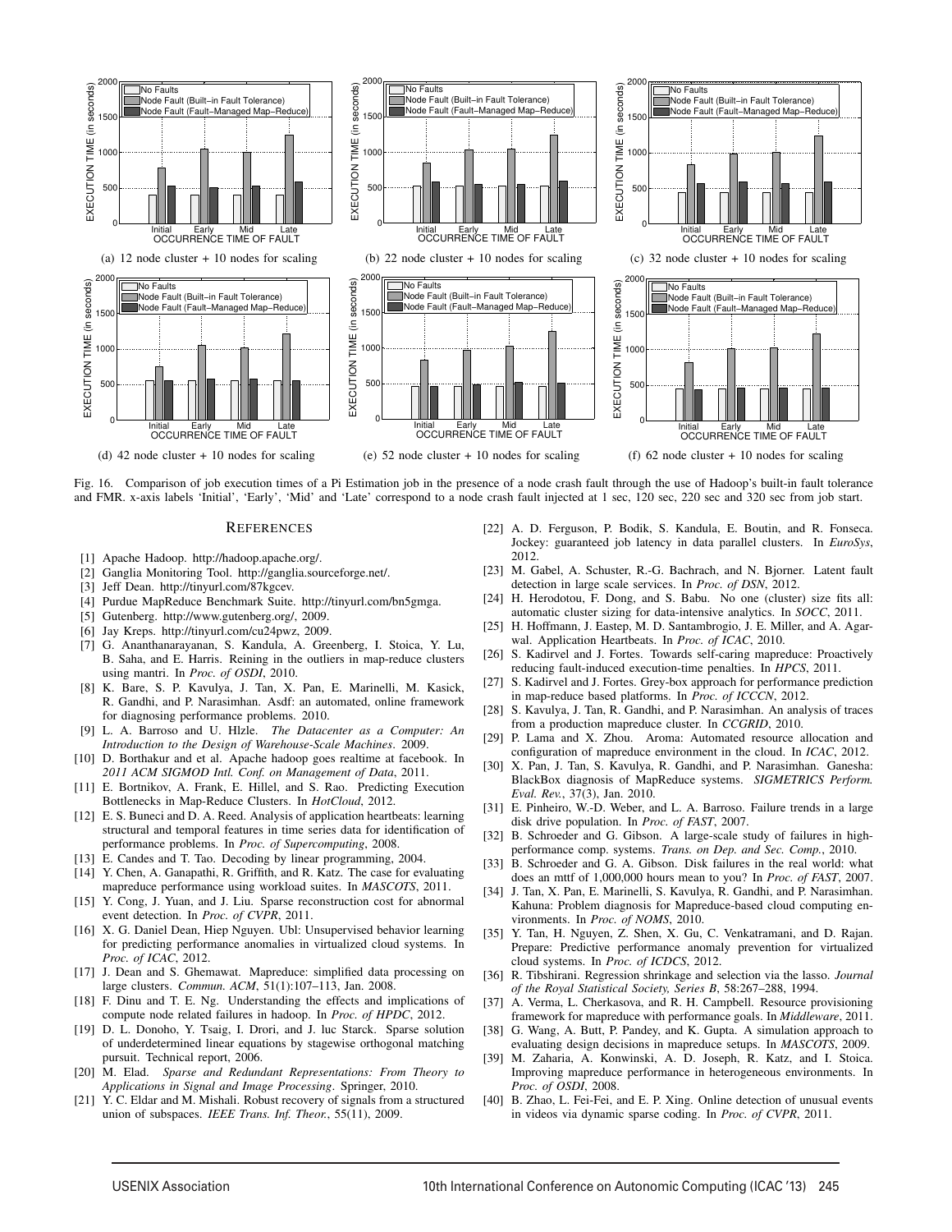2000
EXECUTION TIME (in seconds)
1500
1000
500
0
No Faults
Node Fault (Built–in Fault Tolerance)
Node Fault (Fault–Managed Map–Reduce)
Initial Early Mid Late
OCCURRENCE TIME OF FAULT

(a) 12 node cluster + 10 nodes for scaling

(b) 22 node cluster + 10 nodes for scaling

(c) 32 node cluster + 10 nodes for scaling

(d) 42 node cluster + 10 nodes for scaling

(e) 52 node cluster + 10 nodes for scaling

(f) 62 node cluster + 10 nodes for scaling

Fig. 16. Comparison of job execution times of a Pi Estimation job in the presence of a node crash fault through the use of Hadoop's built-in fault tolerance and FMR. x-axis labels 'Initial', 'Early', 'Mid' and 'Late' correspond to a node crash fault injected at 1 sec, 120 sec, 220 sec and 320 sec from job start.

## REFERENCES

[1] Apache Hadoop. http://hadoop.apache.org/.

[2] Ganglia Monitoring Tool. http://ganglia.sourceforge.net/.

[3] Jeff Dean. http://tinyurl.com/87kgcev.

[4] Purdue MapReduce Benchmark Suite. http://tinyurl.com/bn5gmga.

[5] Gutenberg. http://www.gutenberg.org/, 2009.

[6] Jay Kreps. http://tinyurl.com/cu24pwz, 2009.

[7] G. Ananthanarayanan, S. Kandula, A. Greenberg, I. Stoica, Y. Lu, B. Saha, and E. Harris. Reining in the outliers in map-reduce clusters using mantri. In *Proc. of OSDI*, 2010.

[8] K. Bare, S. P. Kavulya, J. Tan, X. Pan, E. Marinelli, M. Kasick, R. Gandhi, and P. Narasimhan. Asdf: an automated, online framework for diagnosing performance problems. 2010.

[9] L. A. Barroso and U. Hlzle. *The Datacenter as a Computer: An Introduction to the Design of Warehouse-Scale Machines*. 2009.

[10] D. Borthakur and et al. Apache hadoop goes realtime at facebook. In *2011 ACM SIGMOD Intl. Conf. on Management of Data*, 2011.

[11] E. Bortnikov, A. Frank, E. Hillel, and S. Rao. Predicting Execution Bottlenecks in Map-Reduce Clusters. In *HotCloud*, 2012.

[12] E. S. Buneci and D. A. Reed. Analysis of application heartbeats: learning structural and temporal features in time series data for identification of performance problems. In *Proc. of Supercomputing*, 2008.

[13] E. Candes and T. Tao. Decoding by linear programming, 2004.

[14] Y. Chen, A. Ganapathi, R. Griffith, and R. Katz. The case for evaluating mapreduce performance using workload suites. In *MASCOTS*, 2011.

[15] Y. Cong, J. Yuan, and J. Liu. Sparse reconstruction cost for abnormal event detection. In *Proc. of CVPR*, 2011.

[16] X. G. Daniel Dean, Hiep Nguyen. Ubl: Unsupervised behavior learning for predicting performance anomalies in virtualized cloud systems. In *Proc. of ICAC*, 2012.

[17] J. Dean and S. Ghemawat. Mapreduce: simplified data processing on large clusters. *Commun. ACM*, 51(1):107–113, Jan. 2008.

[18] F. Dinu and T. E. Ng. Understanding the effects and implications of compute node related failures in hadoop. In *Proc. of HPDC*, 2012.

[19] D. L. Donoho, Y. Tsaig, I. Drori, and J. luc Starck. Sparse solution of underdetermined linear equations by stagewise orthogonal matching pursuit. Technical report, 2006.

[20] M. Elad. *Sparse and Redundant Representations: From Theory to Applications in Signal and Image Processing*. Springer, 2010.

[21] Y. C. Eldar and M. Mishali. Robust recovery of signals from a structured union of subspaces. *IEEE Trans. Inf. Theor.*, 55(11), 2009.

[22] A. D. Ferguson, P. Bodik, S. Kandula, E. Boutin, and R. Fonseca. Jockey: guaranteed job latency in data parallel clusters. In *EuroSys*, 2012.

[23] M. Gabel, A. Schuster, R.-G. Bachrach, and N. Bjorner. Latent fault detection in large scale services. In *Proc. of DSN*, 2012.

[24] H. Herodotou, F. Dong, and S. Babu. No one (cluster) size fits all: automatic cluster sizing for data-intensive analytics. In *SOCC*, 2011.

[25] H. Hoffmann, J. Eastep, M. D. Santambrogio, J. E. Miller, and A. Agarwal. Application Heartbeats. In *Proc. of ICAC*, 2010.

[26] S. Kadirvel and J. Fortes. Towards self-caring mapreduce: Proactively reducing fault-induced execution-time penalties. In *HPCS*, 2011.

[27] S. Kadirvel and J. Fortes. Grey-box approach for performance prediction in map-reduce based platforms. In *Proc. of ICCCN*, 2012.

[28] S. Kavulya, J. Tan, R. Gandhi, and P. Narasimhan. An analysis of traces from a production mapreduce cluster. In *CCGRID*, 2010.

[29] P. Lama and X. Zhou. Aroma: Automated resource allocation and configuration of mapreduce environment in the cloud. In *ICAC*, 2012.

[30] X. Pan, J. Tan, S. Kavulya, R. Gandhi, and P. Narasimhan. Ganesha: BlackBox diagnosis of MapReduce systems. *SIGMETRICS Perform. Eval. Rev.*, 37(3), Jan. 2010.

[31] E. Pinheiro, W.-D. Weber, and L. A. Barroso. Failure trends in a large disk drive population. In *Proc. of FAST*, 2007.

[32] B. Schroeder and G. Gibson. A large-scale study of failures in high-performance comp. systems. *Trans. on Dep. and Sec. Comp.*, 2010.

[33] B. Schroeder and G. A. Gibson. Disk failures in the real world: what does an mttf of 1,000,000 hours mean to you? In *Proc. of FAST*, 2007.

[34] J. Tan, X. Pan, E. Marinelli, S. Kavulya, R. Gandhi, and P. Narasimhan. Kahuna: Problem diagnosis for Mapreduce-based cloud computing environments. In *Proc. of NOMS*, 2010.

[35] Y. Tan, H. Nguyen, Z. Shen, X. Gu, C. Venkatramani, and D. Rajan. Prepare: Predictive performance anomaly prevention for virtualized cloud systems. In *Proc. of ICDCS*, 2012.

[36] R. Tibshirani. Regression shrinkage and selection via the lasso. *Journal of the Royal Statistical Society, Series B*, 58:267–288, 1994.

[37] A. Verma, L. Cherkasova, and R. H. Campbell. Resource provisioning framework for mapreduce with performance goals. In *Middleware*, 2011.

[38] G. Wang, A. Butt, P. Pandey, and K. Gupta. A simulation approach to evaluating design decisions in mapreduce setups. In *MASCOTS*, 2009.

[39] M. Zaharia, A. Konwinski, A. D. Joseph, R. Katz, and I. Stoica. Improving mapreduce performance in heterogeneous environments. In *Proc. of OSDI*, 2008.

[40] B. Zhao, L. Fei-Fei, and E. P. Xing. Online detection of unusual events in videos via dynamic sparse coding. In *Proc. of CVPR*, 2011.